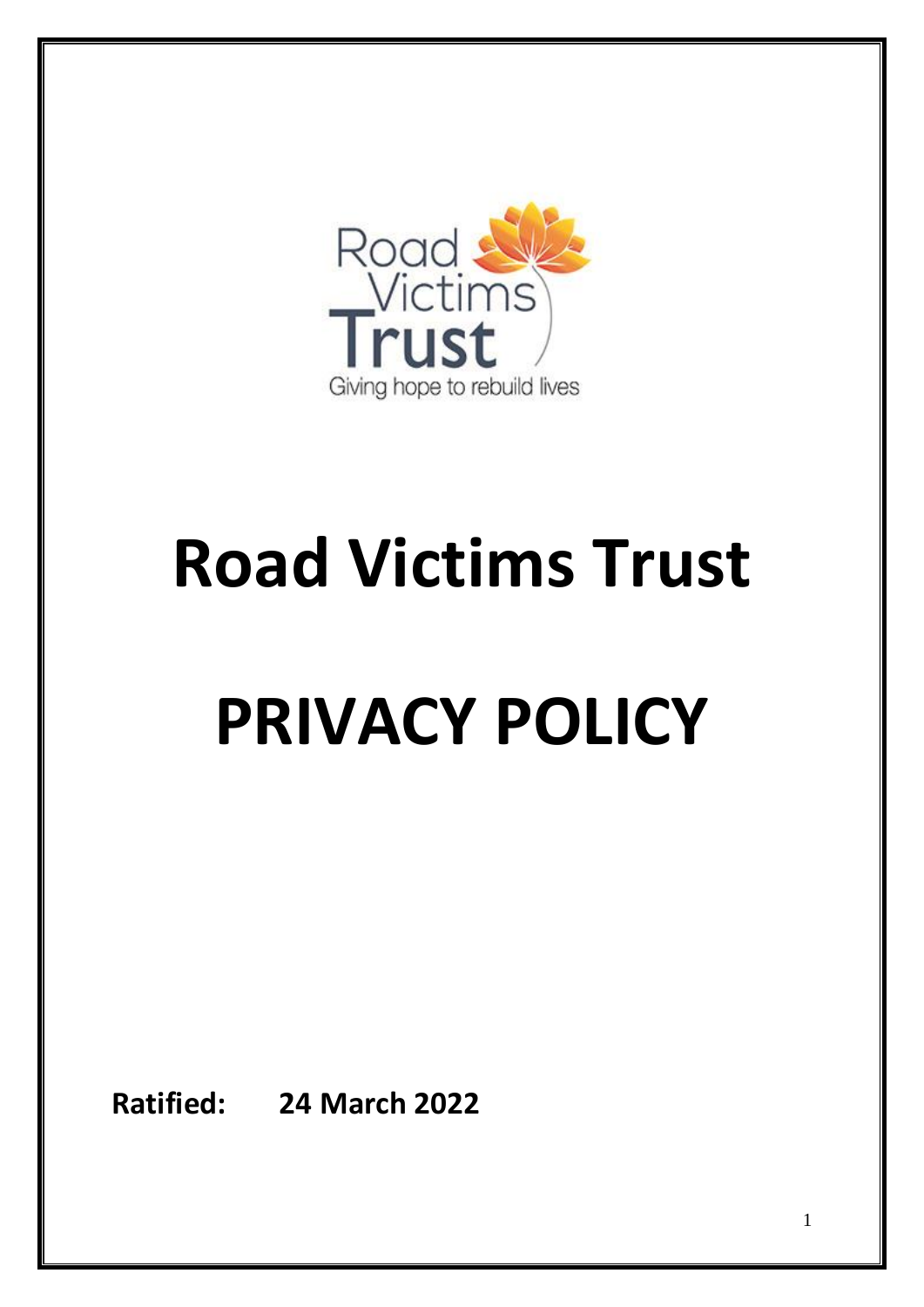# Road Victims Trust

# PRIVACY POLICY

**Ratified: 24 March 2022**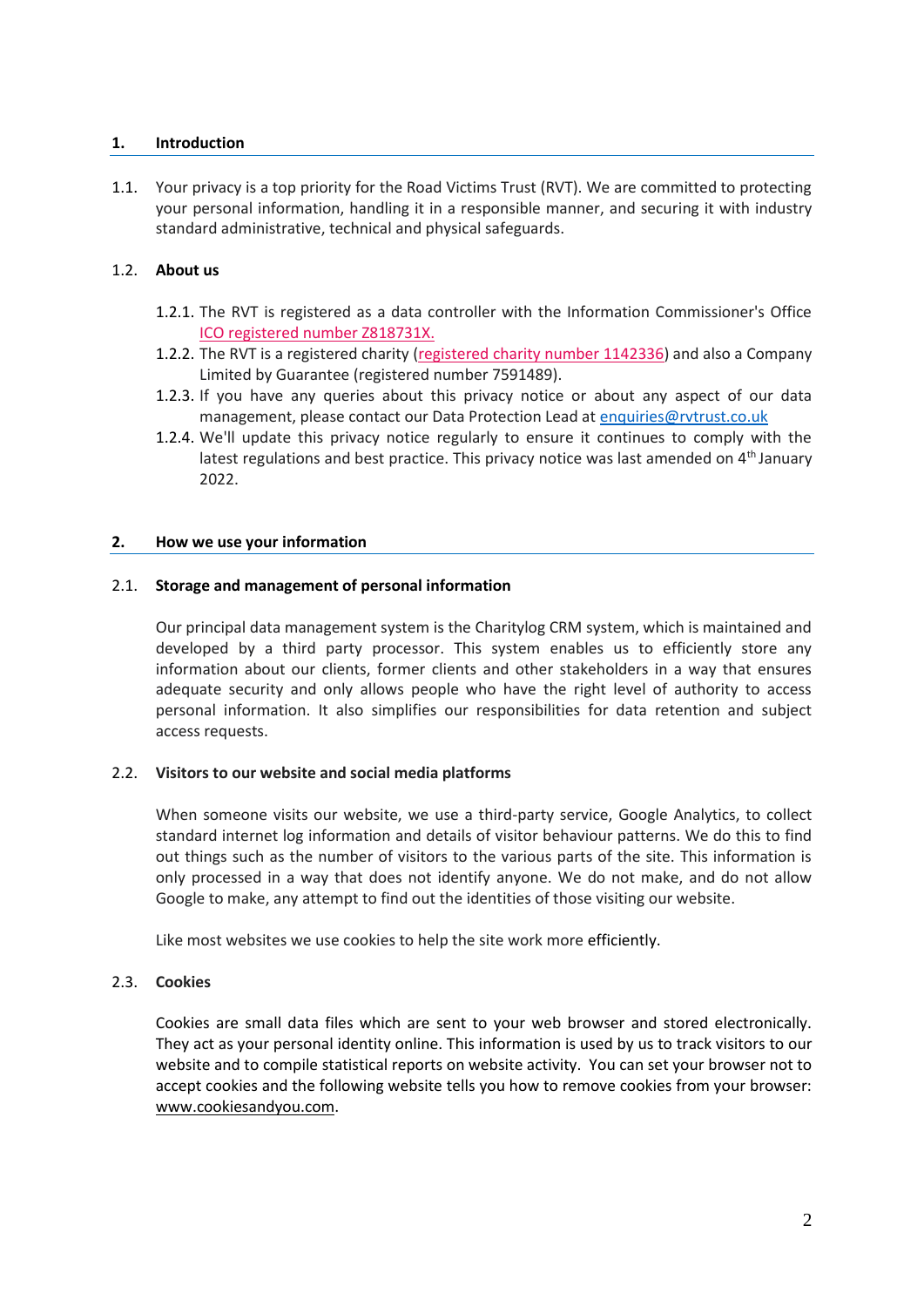## 1. Introduction

1.1. Your privacy is a top priority for the Road Victims Trust (RVT). We are committed to protecting your personal information, handling it in a responsible manner, and securing it with industry standard administrative, technical and physical safeguards.

### 1.2. About us

1.2.1. The RVT is registered as a data controller with the Information Commissioner's Office ICO registered number Z818731X.

1.2.2. The RVT is a registered charity (registered charity number 1142336) and also a Company Limited by Guarantee (registered number 7591489).

1.2.3. If you have any queries about this privacy notice or about any aspect of our data management, please contact our Data Protection Lead at enquiries@rvtrust.co.uk

1.2.4. We'll update this privacy notice regularly to ensure it continues to comply with the latest regulations and best practice. This privacy notice was last amended on 4th January 2022.

## 2. How we use your information

### 2.1. Storage and management of personal information

Our principal data management system is the Charitylog CRM system, which is maintained and developed by a third party processor. This system enables us to efficiently store any information about our clients, former clients and other stakeholders in a way that ensures adequate security and only allows people who have the right level of authority to access personal information. It also simplifies our responsibilities for data retention and subject access requests.

### 2.2. Visitors to our website and social media platforms

When someone visits our website, we use a third-party service, Google Analytics, to collect standard internet log information and details of visitor behaviour patterns. We do this to find out things such as the number of visitors to the various parts of the site. This information is only processed in a way that does not identify anyone. We do not make, and do not allow Google to make, any attempt to find out the identities of those visiting our website.

Like most websites we use cookies to help the site work more efficiently.

### 2.3. Cookies

Cookies are small data files which are sent to your web browser and stored electronically. They act as your personal identity online. This information is used by us to track visitors to our website and to compile statistical reports on website activity. You can set your browser not to accept cookies and the following website tells you how to remove cookies from your browser: www.cookiesandyou.com.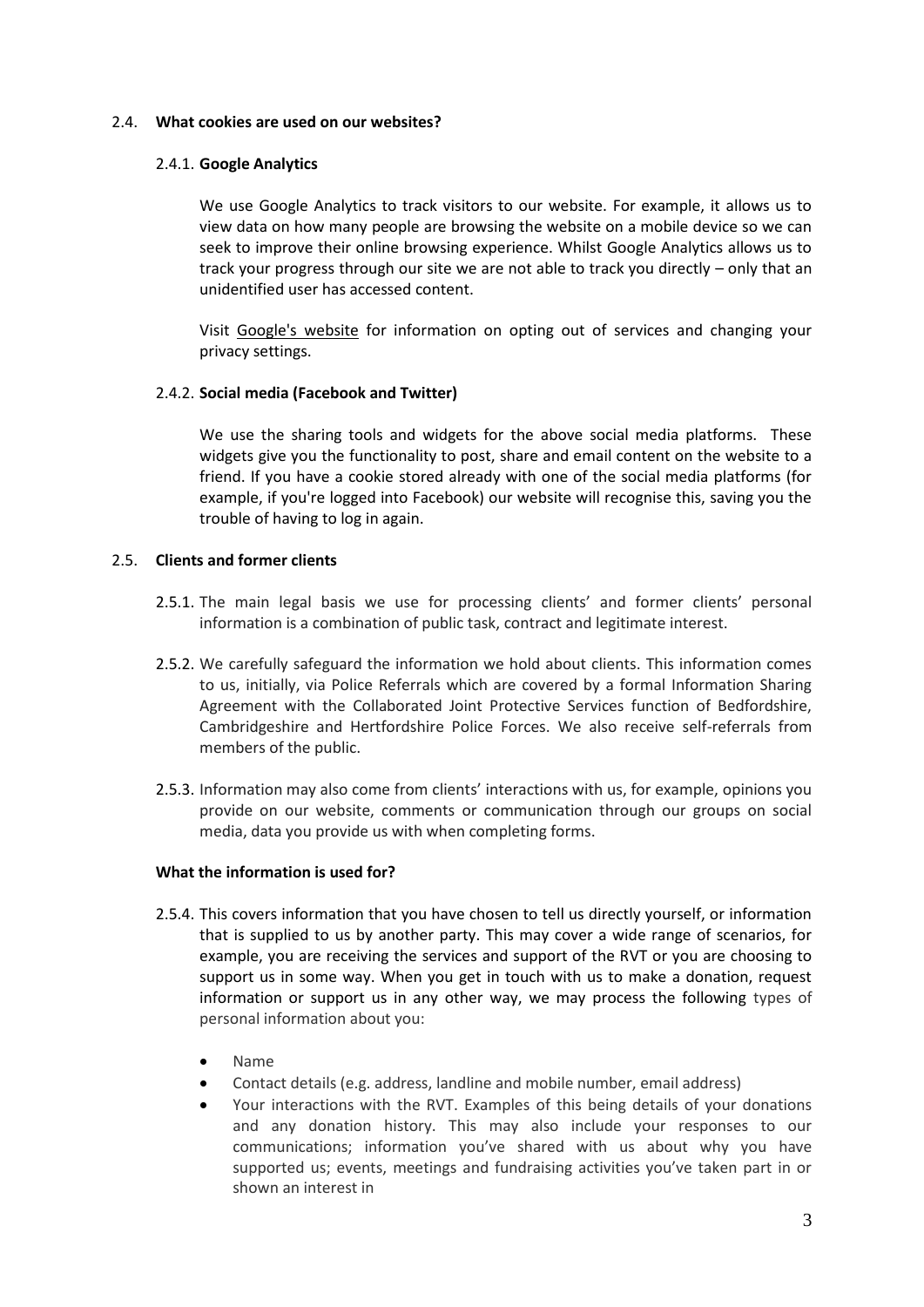### 2.4. **What cookies are used on our websites?**

#### 2.4.1. **Google Analytics**

We use Google Analytics to track visitors to our website. For example, it allows us to view data on how many people are browsing the website on a mobile device so we can seek to improve their online browsing experience. Whilst Google Analytics allows us to track your progress through our site we are not able to track you directly – only that an unidentified user has accessed content.

Visit Google's website for information on opting out of services and changing your privacy settings.

#### 2.4.2. **Social media (Facebook and Twitter)**

We use the sharing tools and widgets for the above social media platforms. These widgets give you the functionality to post, share and email content on the website to a friend. If you have a cookie stored already with one of the social media platforms (for example, if you're logged into Facebook) our website will recognise this, saving you the trouble of having to log in again.

### 2.5. **Clients and former clients**

2.5.1. The main legal basis we use for processing clients' and former clients' personal information is a combination of public task, contract and legitimate interest.

2.5.2. We carefully safeguard the information we hold about clients. This information comes to us, initially, via Police Referrals which are covered by a formal Information Sharing Agreement with the Collaborated Joint Protective Services function of Bedfordshire, Cambridgeshire and Hertfordshire Police Forces. We also receive self-referrals from members of the public.

2.5.3. Information may also come from clients' interactions with us, for example, opinions you provide on our website, comments or communication through our groups on social media, data you provide us with when completing forms.

**What the information is used for?**

2.5.4. This covers information that you have chosen to tell us directly yourself, or information that is supplied to us by another party. This may cover a wide range of scenarios, for example, you are receiving the services and support of the RVT or you are choosing to support us in some way. When you get in touch with us to make a donation, request information or support us in any other way, we may process the following types of personal information about you:

- Name
- Contact details (e.g. address, landline and mobile number, email address)
- Your interactions with the RVT. Examples of this being details of your donations and any donation history. This may also include your responses to our communications; information you've shared with us about why you have supported us; events, meetings and fundraising activities you've taken part in or shown an interest in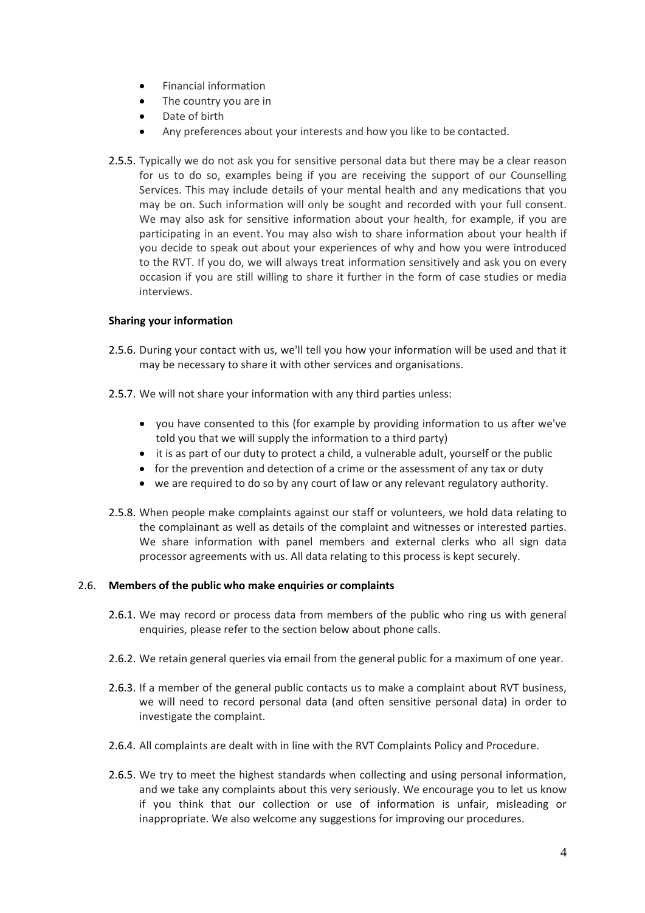- Financial information
- The country you are in
- Date of birth
- Any preferences about your interests and how you like to be contacted.

2.5.5. Typically we do not ask you for sensitive personal data but there may be a clear reason for us to do so, examples being if you are receiving the support of our Counselling Services. This may include details of your mental health and any medications that you may be on. Such information will only be sought and recorded with your full consent. We may also ask for sensitive information about your health, for example, if you are participating in an event. You may also wish to share information about your health if you decide to speak out about your experiences of why and how you were introduced to the RVT. If you do, we will always treat information sensitively and ask you on every occasion if you are still willing to share it further in the form of case studies or media interviews.

**Sharing your information**

2.5.6. During your contact with us, we'll tell you how your information will be used and that it may be necessary to share it with other services and organisations.

2.5.7. We will not share your information with any third parties unless:

- you have consented to this (for example by providing information to us after we've told you that we will supply the information to a third party)
- it is as part of our duty to protect a child, a vulnerable adult, yourself or the public
- for the prevention and detection of a crime or the assessment of any tax or duty
- we are required to do so by any court of law or any relevant regulatory authority.

2.5.8. When people make complaints against our staff or volunteers, we hold data relating to the complainant as well as details of the complaint and witnesses or interested parties. We share information with panel members and external clerks who all sign data processor agreements with us. All data relating to this process is kept securely.

2.6. **Members of the public who make enquiries or complaints**

2.6.1. We may record or process data from members of the public who ring us with general enquiries, please refer to the section below about phone calls.

2.6.2. We retain general queries via email from the general public for a maximum of one year.

2.6.3. If a member of the general public contacts us to make a complaint about RVT business, we will need to record personal data (and often sensitive personal data) in order to investigate the complaint.

2.6.4. All complaints are dealt with in line with the RVT Complaints Policy and Procedure.

2.6.5. We try to meet the highest standards when collecting and using personal information, and we take any complaints about this very seriously. We encourage you to let us know if you think that our collection or use of information is unfair, misleading or inappropriate. We also welcome any suggestions for improving our procedures.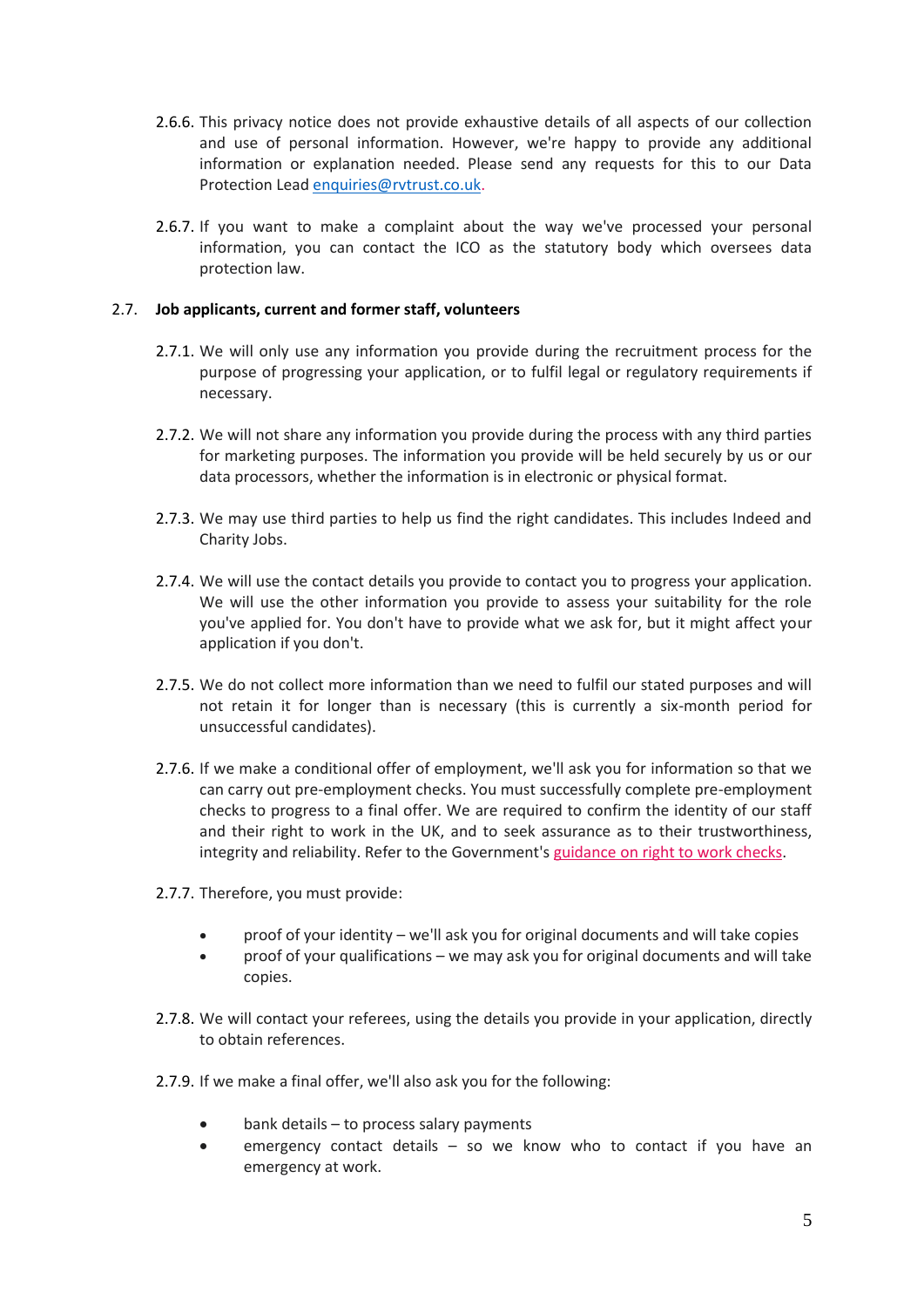2.6.6. This privacy notice does not provide exhaustive details of all aspects of our collection and use of personal information. However, we're happy to provide any additional information or explanation needed. Please send any requests for this to our Data Protection Lead [enquiries@rvtrust.co.uk](mailto:enquiries@rvtrust.co.uk).

2.6.7. If you want to make a complaint about the way we've processed your personal information, you can contact the ICO as the statutory body which oversees data protection law.

### 2.7. **Job applicants, current and former staff, volunteers**

2.7.1. We will only use any information you provide during the recruitment process for the purpose of progressing your application, or to fulfil legal or regulatory requirements if necessary.

2.7.2. We will not share any information you provide during the process with any third parties for marketing purposes. The information you provide will be held securely by us or our data processors, whether the information is in electronic or physical format.

2.7.3. We may use third parties to help us find the right candidates. This includes Indeed and Charity Jobs.

2.7.4. We will use the contact details you provide to contact you to progress your application. We will use the other information you provide to assess your suitability for the role you've applied for. You don't have to provide what we ask for, but it might affect your application if you don't.

2.7.5. We do not collect more information than we need to fulfil our stated purposes and will not retain it for longer than is necessary (this is currently a six-month period for unsuccessful candidates).

2.7.6. If we make a conditional offer of employment, we'll ask you for information so that we can carry out pre-employment checks. You must successfully complete pre-employment checks to progress to a final offer. We are required to confirm the identity of our staff and their right to work in the UK, and to seek assurance as to their trustworthiness, integrity and reliability. Refer to the Government's guidance on right to work checks.

2.7.7. Therefore, you must provide:

- proof of your identity – we'll ask you for original documents and will take copies
- proof of your qualifications – we may ask you for original documents and will take copies.

2.7.8. We will contact your referees, using the details you provide in your application, directly to obtain references.

2.7.9. If we make a final offer, we'll also ask you for the following:

- bank details – to process salary payments
- emergency contact details – so we know who to contact if you have an emergency at work.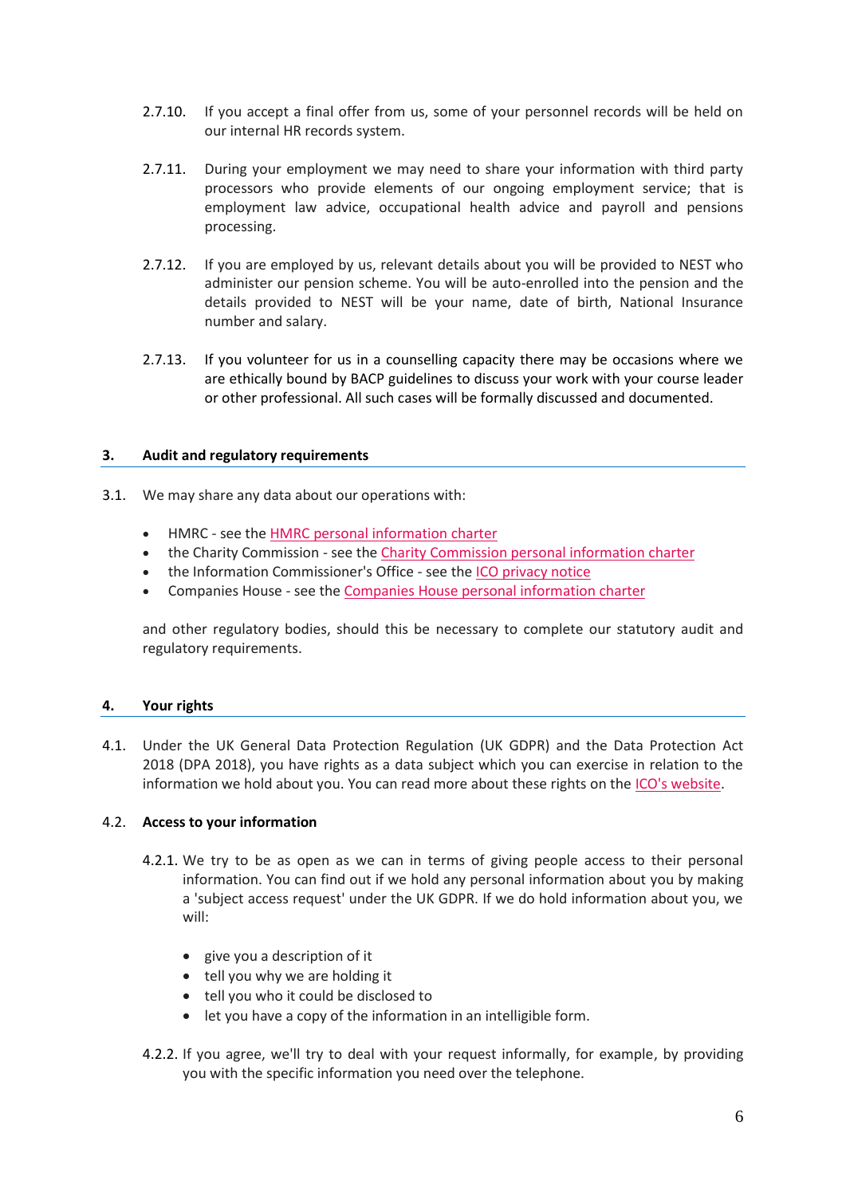2.7.10. If you accept a final offer from us, some of your personnel records will be held on our internal HR records system.

2.7.11. During your employment we may need to share your information with third party processors who provide elements of our ongoing employment service; that is employment law advice, occupational health advice and payroll and pensions processing.

2.7.12. If you are employed by us, relevant details about you will be provided to NEST who administer our pension scheme. You will be auto-enrolled into the pension and the details provided to NEST will be your name, date of birth, National Insurance number and salary.

2.7.13. If you volunteer for us in a counselling capacity there may be occasions where we are ethically bound by BACP guidelines to discuss your work with your course leader or other professional. All such cases will be formally discussed and documented.

## 3. Audit and regulatory requirements

3.1. We may share any data about our operations with:

- HMRC - see the HMRC personal information charter
- the Charity Commission - see the Charity Commission personal information charter
- the Information Commissioner's Office - see the ICO privacy notice
- Companies House - see the Companies House personal information charter

and other regulatory bodies, should this be necessary to complete our statutory audit and regulatory requirements.

## 4. Your rights

4.1. Under the UK General Data Protection Regulation (UK GDPR) and the Data Protection Act 2018 (DPA 2018), you have rights as a data subject which you can exercise in relation to the information we hold about you. You can read more about these rights on the ICO's website.

### 4.2. Access to your information

4.2.1. We try to be as open as we can in terms of giving people access to their personal information. You can find out if we hold any personal information about you by making a 'subject access request' under the UK GDPR. If we do hold information about you, we will:

- give you a description of it
- tell you why we are holding it
- tell you who it could be disclosed to
- let you have a copy of the information in an intelligible form.

4.2.2. If you agree, we'll try to deal with your request informally, for example, by providing you with the specific information you need over the telephone.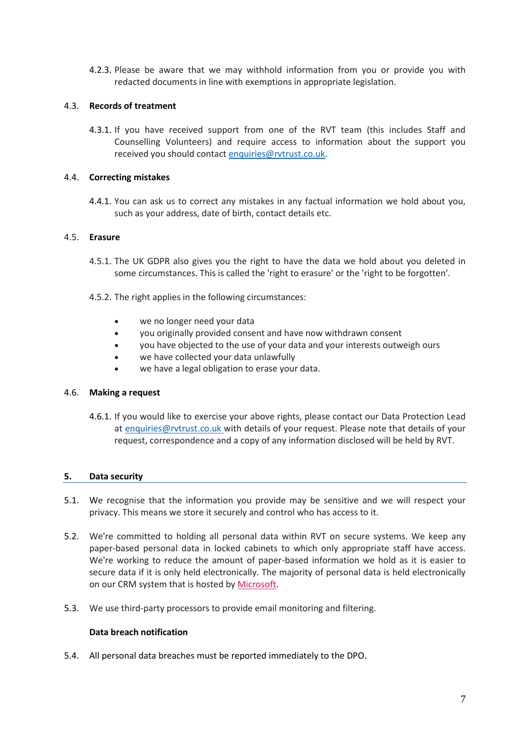4.2.3. Please be aware that we may withhold information from you or provide you with redacted documents in line with exemptions in appropriate legislation.

### 4.3. Records of treatment

4.3.1. If you have received support from one of the RVT team (this includes Staff and Counselling Volunteers) and require access to information about the support you received you should contact enquiries@rvtrust.co.uk.

### 4.4. Correcting mistakes

4.4.1. You can ask us to correct any mistakes in any factual information we hold about you, such as your address, date of birth, contact details etc.

### 4.5. Erasure

4.5.1. The UK GDPR also gives you the right to have the data we hold about you deleted in some circumstances. This is called the 'right to erasure' or the 'right to be forgotten'.

4.5.2. The right applies in the following circumstances:

- we no longer need your data
- you originally provided consent and have now withdrawn consent
- you have objected to the use of your data and your interests outweigh ours
- we have collected your data unlawfully
- we have a legal obligation to erase your data.

### 4.6. Making a request

4.6.1. If you would like to exercise your above rights, please contact our Data Protection Lead at enquiries@rvtrust.co.uk with details of your request. Please note that details of your request, correspondence and a copy of any information disclosed will be held by RVT.

## 5. Data security

5.1. We recognise that the information you provide may be sensitive and we will respect your privacy. This means we store it securely and control who has access to it.

5.2. We're committed to holding all personal data within RVT on secure systems. We keep any paper-based personal data in locked cabinets to which only appropriate staff have access. We're working to reduce the amount of paper-based information we hold as it is easier to secure data if it is only held electronically. The majority of personal data is held electronically on our CRM system that is hosted by Microsoft.

5.3. We use third-party processors to provide email monitoring and filtering.

**Data breach notification**

5.4. All personal data breaches must be reported immediately to the DPO.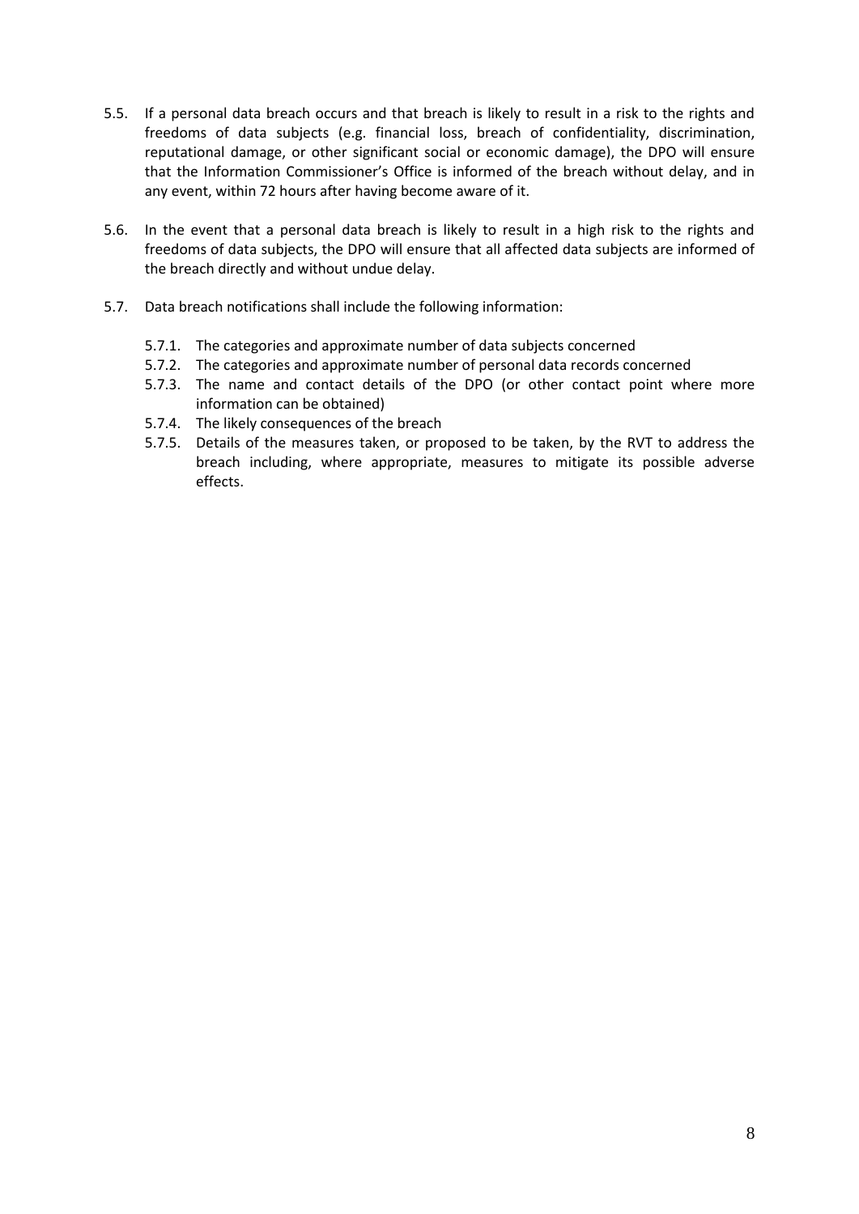5.5. If a personal data breach occurs and that breach is likely to result in a risk to the rights and freedoms of data subjects (e.g. financial loss, breach of confidentiality, discrimination, reputational damage, or other significant social or economic damage), the DPO will ensure that the Information Commissioner's Office is informed of the breach without delay, and in any event, within 72 hours after having become aware of it.

5.6. In the event that a personal data breach is likely to result in a high risk to the rights and freedoms of data subjects, the DPO will ensure that all affected data subjects are informed of the breach directly and without undue delay.

5.7. Data breach notifications shall include the following information:

5.7.1. The categories and approximate number of data subjects concerned

5.7.2. The categories and approximate number of personal data records concerned

5.7.3. The name and contact details of the DPO (or other contact point where more information can be obtained)

5.7.4. The likely consequences of the breach

5.7.5. Details of the measures taken, or proposed to be taken, by the RVT to address the breach including, where appropriate, measures to mitigate its possible adverse effects.